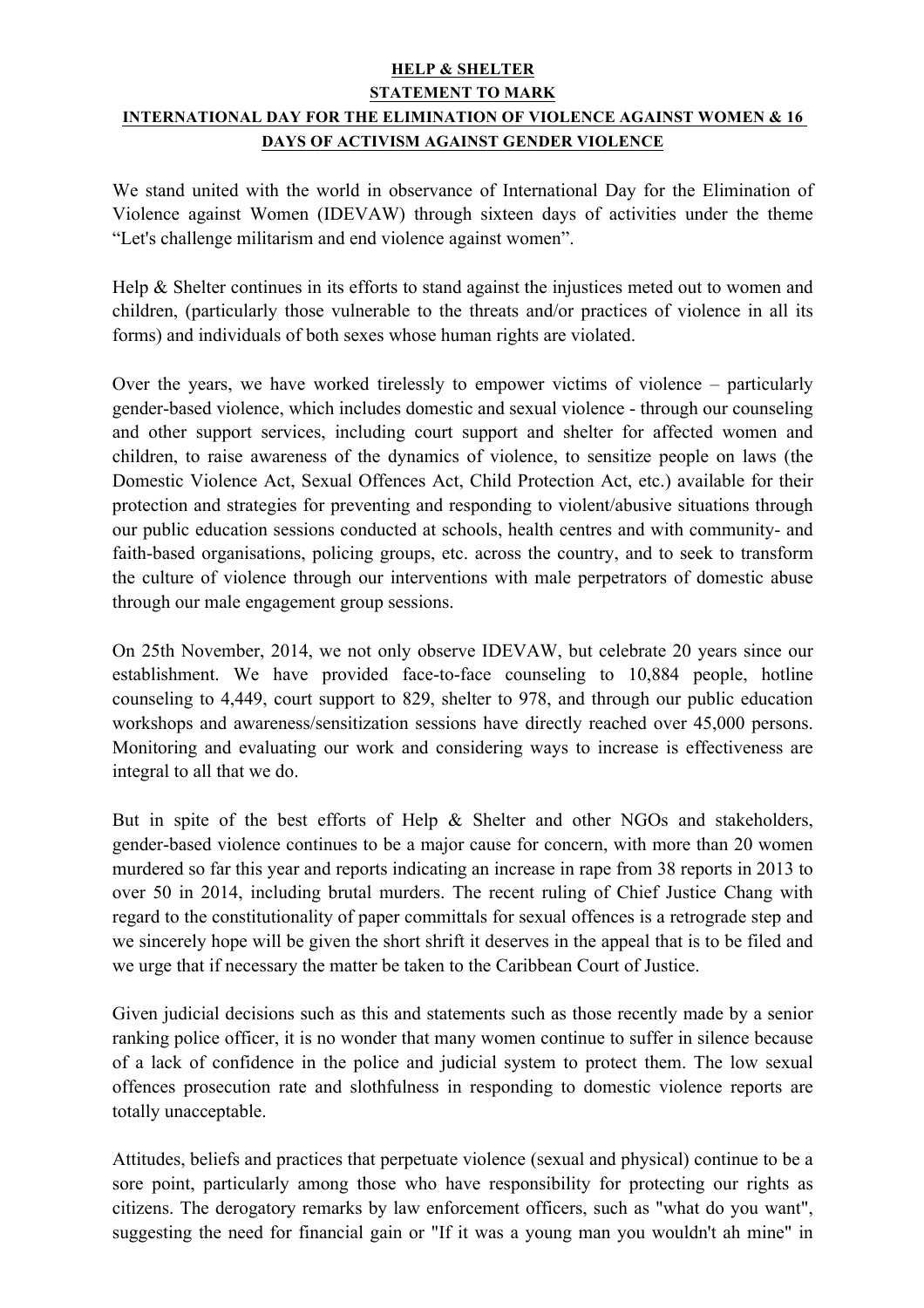**HELP & SHELTER**

**STATEMENT TO MARK**

**INTERNATIONAL DAY FOR THE ELIMINATION OF VIOLENCE AGAINST WOMEN & 16 DAYS OF ACTIVISM AGAINST GENDER VIOLENCE**

We stand united with the world in observance of International Day for the Elimination of Violence against Women (IDEVAW) through sixteen days of activities under the theme "Let's challenge militarism and end violence against women".

Help & Shelter continues in its efforts to stand against the injustices meted out to women and children, (particularly those vulnerable to the threats and/or practices of violence in all its forms) and individuals of both sexes whose human rights are violated.

Over the years, we have worked tirelessly to empower victims of violence – particularly gender-based violence, which includes domestic and sexual violence - through our counseling and other support services, including court support and shelter for affected women and children, to raise awareness of the dynamics of violence, to sensitize people on laws (the Domestic Violence Act, Sexual Offences Act, Child Protection Act, etc.) available for their protection and strategies for preventing and responding to violent/abusive situations through our public education sessions conducted at schools, health centres and with community- and faith-based organisations, policing groups, etc. across the country, and to seek to transform the culture of violence through our interventions with male perpetrators of domestic abuse through our male engagement group sessions.

On 25th November, 2014, we not only observe IDEVAW, but celebrate 20 years since our establishment. We have provided face-to-face counseling to 10,884 people, hotline counseling to 4,449, court support to 829, shelter to 978, and through our public education workshops and awareness/sensitization sessions have directly reached over 45,000 persons. Monitoring and evaluating our work and considering ways to increase is effectiveness are integral to all that we do.

But in spite of the best efforts of Help & Shelter and other NGOs and stakeholders, gender-based violence continues to be a major cause for concern, with more than 20 women murdered so far this year and reports indicating an increase in rape from 38 reports in 2013 to over 50 in 2014, including brutal murders. The recent ruling of Chief Justice Chang with regard to the constitutionality of paper committals for sexual offences is a retrograde step and we sincerely hope will be given the short shrift it deserves in the appeal that is to be filed and we urge that if necessary the matter be taken to the Caribbean Court of Justice.

Given judicial decisions such as this and statements such as those recently made by a senior ranking police officer, it is no wonder that many women continue to suffer in silence because of a lack of confidence in the police and judicial system to protect them. The low sexual offences prosecution rate and slothfulness in responding to domestic violence reports are totally unacceptable.

Attitudes, beliefs and practices that perpetuate violence (sexual and physical) continue to be a sore point, particularly among those who have responsibility for protecting our rights as citizens. The derogatory remarks by law enforcement officers, such as "what do you want", suggesting the need for financial gain or "If it was a young man you wouldn't ah mine" in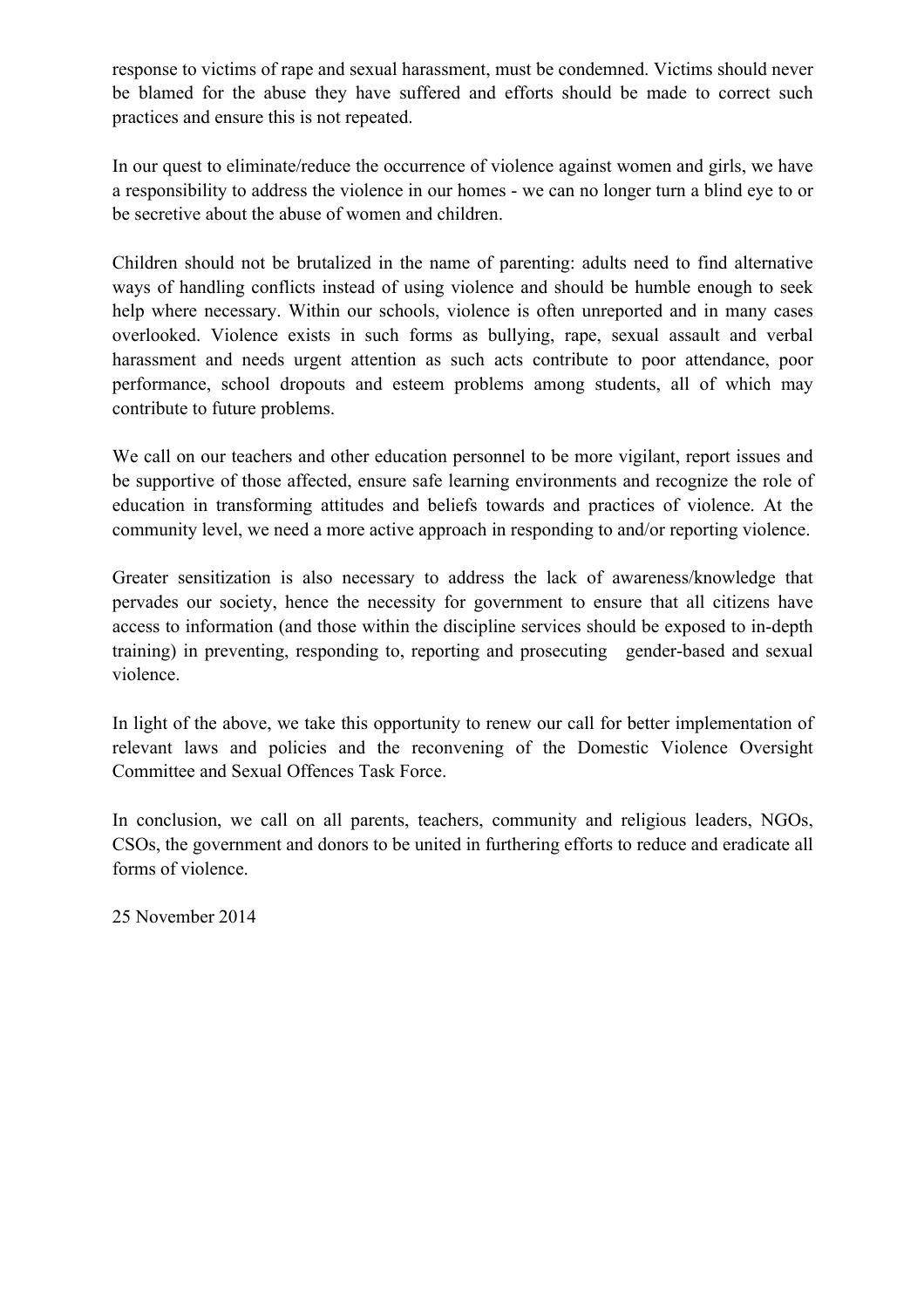response to victims of rape and sexual harassment, must be condemned. Victims should never be blamed for the abuse they have suffered and efforts should be made to correct such practices and ensure this is not repeated.

In our quest to eliminate/reduce the occurrence of violence against women and girls, we have a responsibility to address the violence in our homes - we can no longer turn a blind eye to or be secretive about the abuse of women and children.

Children should not be brutalized in the name of parenting: adults need to find alternative ways of handling conflicts instead of using violence and should be humble enough to seek help where necessary. Within our schools, violence is often unreported and in many cases overlooked. Violence exists in such forms as bullying, rape, sexual assault and verbal harassment and needs urgent attention as such acts contribute to poor attendance, poor performance, school dropouts and esteem problems among students, all of which may contribute to future problems.

We call on our teachers and other education personnel to be more vigilant, report issues and be supportive of those affected, ensure safe learning environments and recognize the role of education in transforming attitudes and beliefs towards and practices of violence. At the community level, we need a more active approach in responding to and/or reporting violence.

Greater sensitization is also necessary to address the lack of awareness/knowledge that pervades our society, hence the necessity for government to ensure that all citizens have access to information (and those within the discipline services should be exposed to in-depth training) in preventing, responding to, reporting and prosecuting gender-based and sexual violence.

In light of the above, we take this opportunity to renew our call for better implementation of relevant laws and policies and the reconvening of the Domestic Violence Oversight Committee and Sexual Offences Task Force.

In conclusion, we call on all parents, teachers, community and religious leaders, NGOs, CSOs, the government and donors to be united in furthering efforts to reduce and eradicate all forms of violence.

25 November 2014